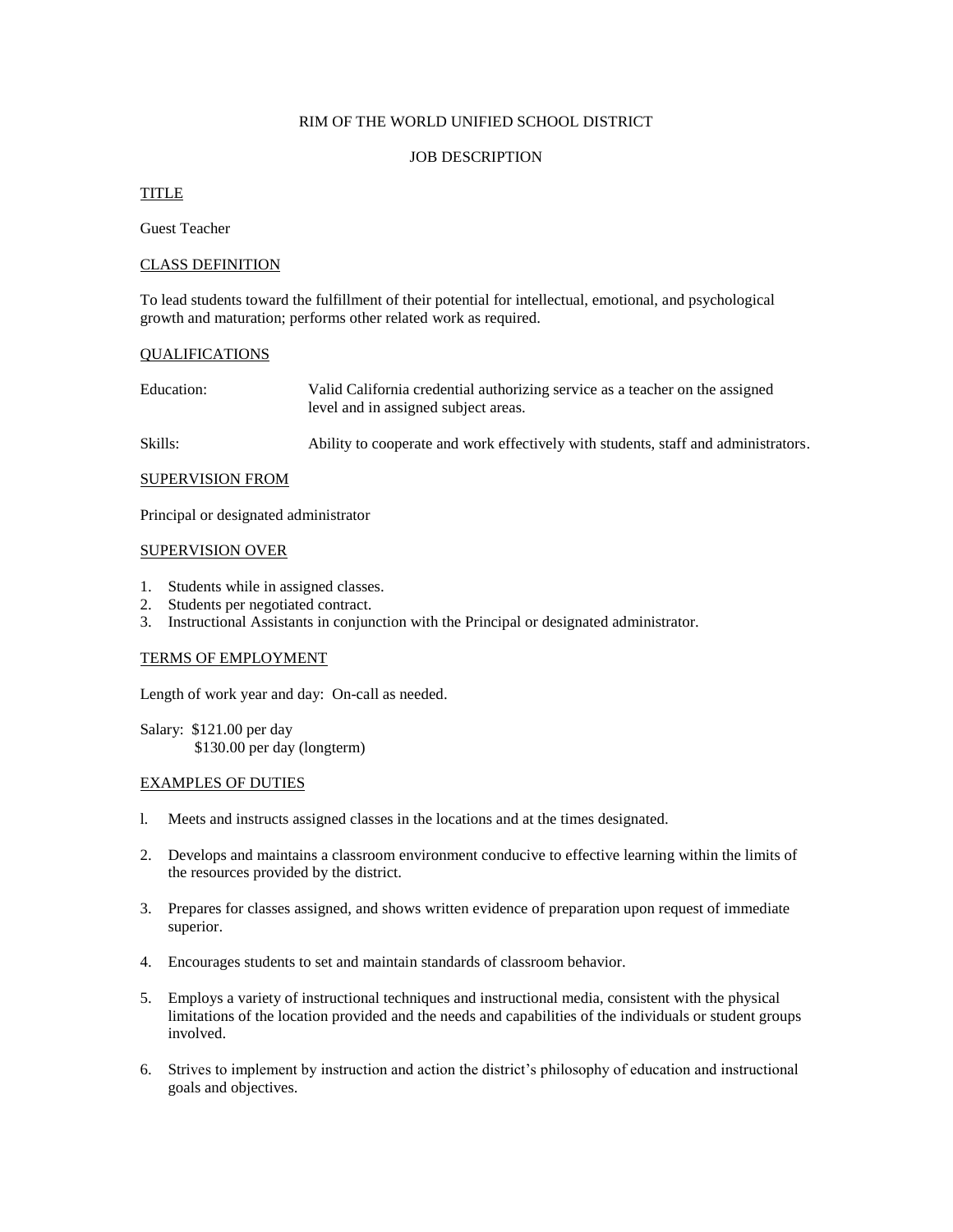# RIM OF THE WORLD UNIFIED SCHOOL DISTRICT

## JOB DESCRIPTION

### TITLE

Guest Teacher

### CLASS DEFINITION

To lead students toward the fulfillment of their potential for intellectual, emotional, and psychological growth and maturation; performs other related work as required.

### QUALIFICATIONS

Education: Valid California credential authorizing service as a teacher on the assigned level and in assigned subject areas.

Skills: Ability to cooperate and work effectively with students, staff and administrators.

### SUPERVISION FROM

Principal or designated administrator

### SUPERVISION OVER

1. Students while in assigned classes.
2. Students per negotiated contract.
3. Instructional Assistants in conjunction with the Principal or designated administrator.

### TERMS OF EMPLOYMENT

Length of work year and day: On-call as needed.

Salary: $121.00 per day
$130.00 per day (longterm)

### EXAMPLES OF DUTIES

1. Meets and instructs assigned classes in the locations and at the times designated.
2. Develops and maintains a classroom environment conducive to effective learning within the limits of the resources provided by the district.
3. Prepares for classes assigned, and shows written evidence of preparation upon request of immediate superior.
4. Encourages students to set and maintain standards of classroom behavior.
5. Employs a variety of instructional techniques and instructional media, consistent with the physical limitations of the location provided and the needs and capabilities of the individuals or student groups involved.
6. Strives to implement by instruction and action the district's philosophy of education and instructional goals and objectives.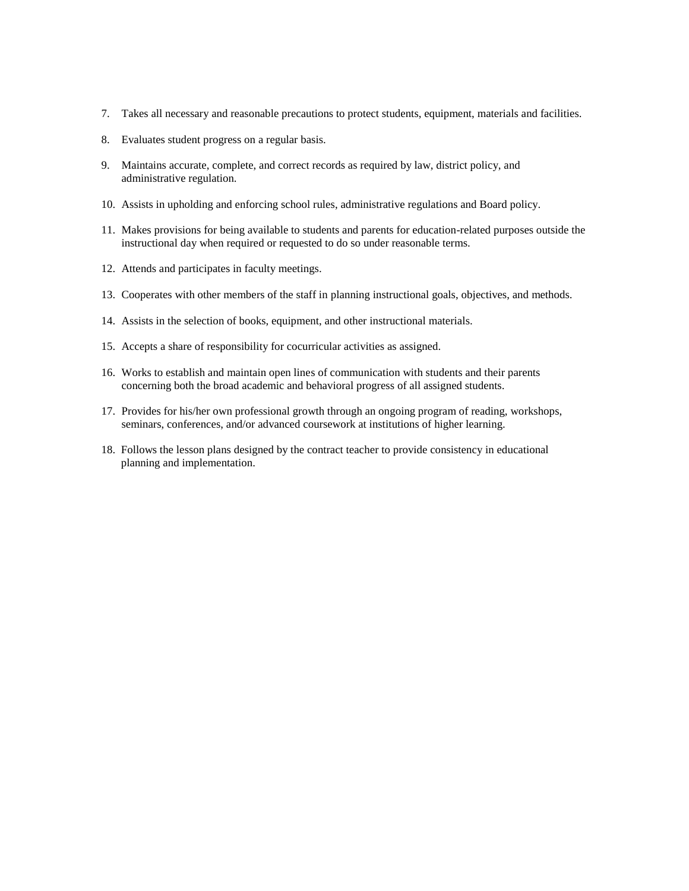7. Takes all necessary and reasonable precautions to protect students, equipment, materials and facilities.
8. Evaluates student progress on a regular basis.
9. Maintains accurate, complete, and correct records as required by law, district policy, and administrative regulation.
10. Assists in upholding and enforcing school rules, administrative regulations and Board policy.
11. Makes provisions for being available to students and parents for education-related purposes outside the instructional day when required or requested to do so under reasonable terms.
12. Attends and participates in faculty meetings.
13. Cooperates with other members of the staff in planning instructional goals, objectives, and methods.
14. Assists in the selection of books, equipment, and other instructional materials.
15. Accepts a share of responsibility for cocurricular activities as assigned.
16. Works to establish and maintain open lines of communication with students and their parents concerning both the broad academic and behavioral progress of all assigned students.
17. Provides for his/her own professional growth through an ongoing program of reading, workshops, seminars, conferences, and/or advanced coursework at institutions of higher learning.
18. Follows the lesson plans designed by the contract teacher to provide consistency in educational planning and implementation.